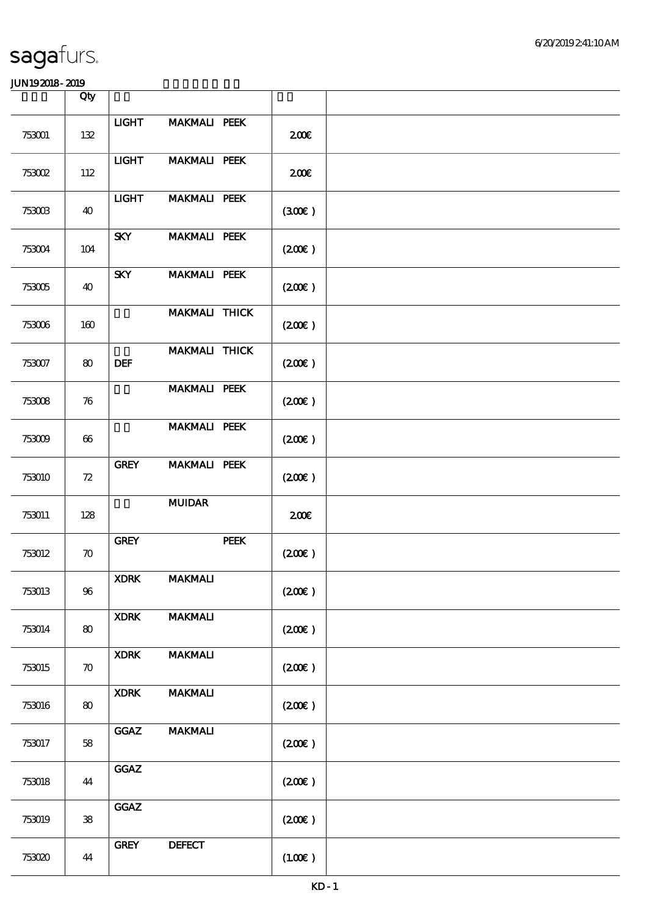sagafurs.

JUN19 2018 - 2019

| | Qty | | | | | |
|---|---|---|---|---|---|---|
| 753001 | 132 | LIGHT | MAKMALI | PEEK | 2.00€ | |
| 753002 | 112 | LIGHT | MAKMALI | PEEK | 2.00€ | |
| 753003 | 40 | LIGHT | MAKMALI | PEEK | (3.00€ ) | |
| 753004 | 104 | SKY | MAKMALI | PEEK | (2.00€ ) | |
| 753005 | 40 | SKY | MAKMALI | PEEK | (2.00€ ) | |
| 753006 | 160 | | MAKMALI | THICK | (2.00€ ) | |
| 753007 | 80 | DEF | MAKMALI | THICK | (2.00€ ) | |
| 753008 | 76 | | MAKMALI | PEEK | (2.00€ ) | |
| 753009 | 66 | | MAKMALI | PEEK | (2.00€ ) | |
| 753010 | 72 | GREY | MAKMALI | PEEK | (2.00€ ) | |
| 753011 | 128 | | MUIDAR | | 2.00€ | |
| 753012 | 70 | GREY | | PEEK | (2.00€ ) | |
| 753013 | 96 | XDRK | MAKMALI | | (2.00€ ) | |
| 753014 | 80 | XDRK | MAKMALI | | (2.00€ ) | |
| 753015 | 70 | XDRK | MAKMALI | | (2.00€ ) | |
| 753016 | 80 | XDRK | MAKMALI | | (2.00€ ) | |
| 753017 | 58 | GGAZ | MAKMALI | | (2.00€ ) | |
| 753018 | 44 | GGAZ | | | (2.00€ ) | |
| 753019 | 38 | GGAZ | | | (2.00€ ) | |
| 753020 | 44 | GREY | DEFECT | | (1.00€ ) | |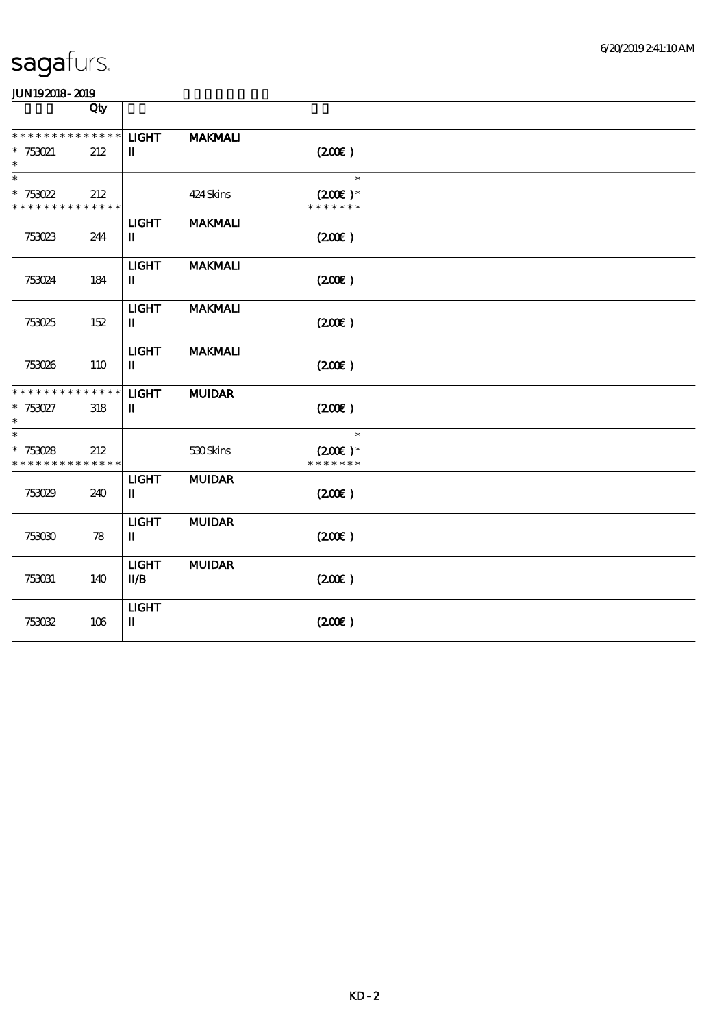| | Qty | | | | |
|---|---|---|---|---|---|
| * * * * * * * * * * * * * *<br>* 753021<br>* | 212 | LIGHT<br>II | MAKMALI | (200€ ) | |
| *<br>* 753022<br>* * * * * * * * * * * * * * | 212 | | 424 Skins | *<br>(200€ )*<br>* * * * * * * | |
| 753023 | 244 | LIGHT<br>II | MAKMALI | (200€ ) | |
| 753024 | 184 | LIGHT<br>II | MAKMALI | (200€ ) | |
| 753025 | 152 | LIGHT<br>II | MAKMALI | (200€ ) | |
| 753026 | 110 | LIGHT<br>II | MAKMALI | (200€ ) | |
| * * * * * * * * * * * * * *<br>* 753027<br>* | 318 | LIGHT<br>II | MUIDAR | (200€ ) | |
| *<br>* 753028<br>* * * * * * * * * * * * * * | 212 | | 530 Skins | *<br>(200€ )*<br>* * * * * * * | |
| 753029 | 240 | LIGHT<br>II | MUIDAR | (200€ ) | |
| 753030 | 78 | LIGHT<br>II | MUIDAR | (200€ ) | |
| 753031 | 140 | LIGHT<br>II/B | MUIDAR | (200€ ) | |
| 753032 | 106 | LIGHT<br>II | | (200€ ) | |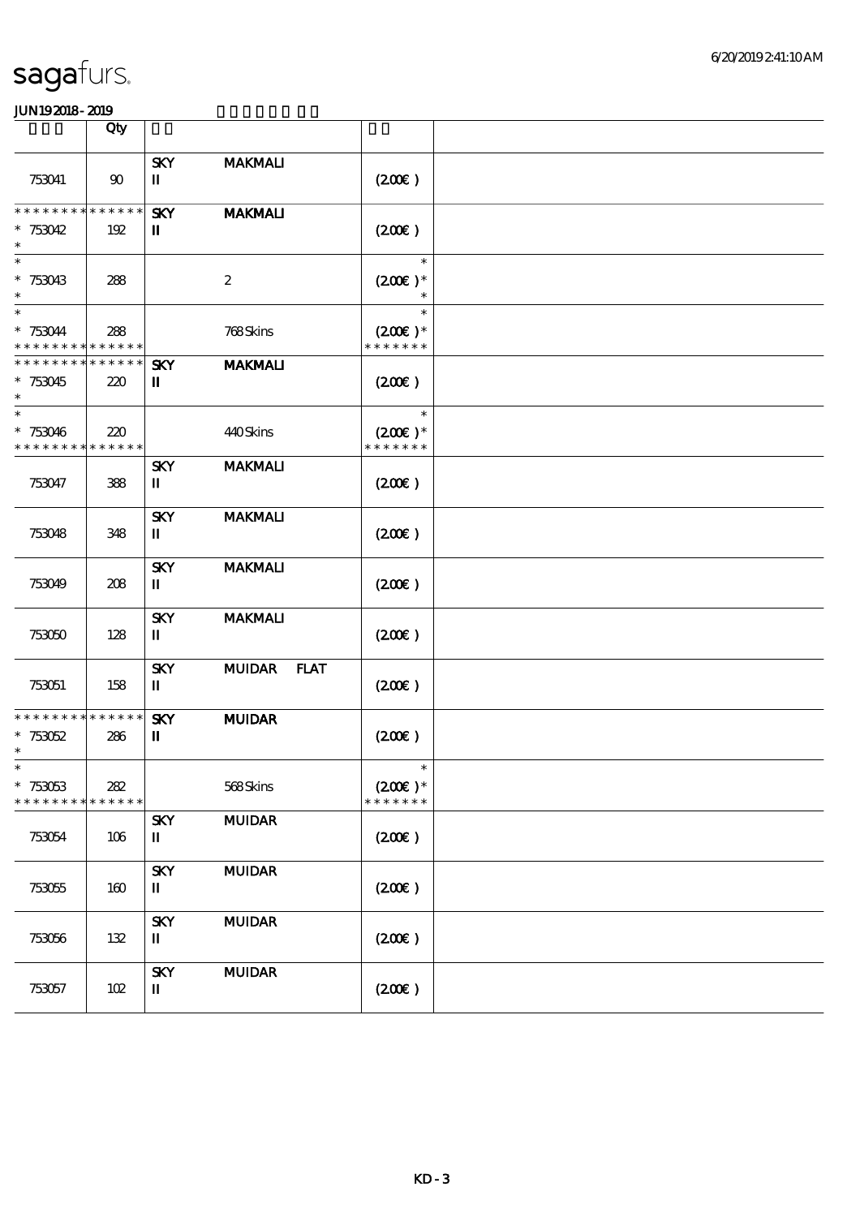# sagafurs.

JUN192018-2019

| | Qty | | | |
|---|---|---|---|---|
| 753041 | 90 | SKY MAKMALI II | (200€) | |
| * * * * * * * * * * * * * * 753042 | 192 | SKY MAKMALI II | (200€) | |
| * 753043 | 288 | 2 | * (200€) * | |
| * 753044 * * * * * * * * * * * * * | 288 | 768 Skins | * (200€) * * * * * * * * | |
| * * * * * * * * * * * * * * 753045 | 220 | SKY MAKMALI II | (200€) | |
| * 753046 * * * * * * * * * * * * * | 220 | 440 Skins | * (200€) * * * * * * * * | |
| 753047 | 388 | SKY MAKMALI II | (200€) | |
| 753048 | 348 | SKY MAKMALI II | (200€) | |
| 753049 | 208 | SKY MAKMALI II | (200€) | |
| 753050 | 128 | SKY MAKMALI II | (200€) | |
| 753051 | 158 | SKY MUIDAR FLAT II | (200€) | |
| * * * * * * * * * * * * * * 753052 | 286 | SKY MUIDAR II | (200€) | |
| * 753053 * * * * * * * * * * * * * | 282 | 568 Skins | * (200€) * * * * * * * * | |
| 753054 | 106 | SKY MUIDAR II | (200€) | |
| 753055 | 160 | SKY MUIDAR II | (200€) | |
| 753056 | 132 | SKY MUIDAR II | (200€) | |
| 753057 | 102 | SKY MUIDAR II | (200€) | |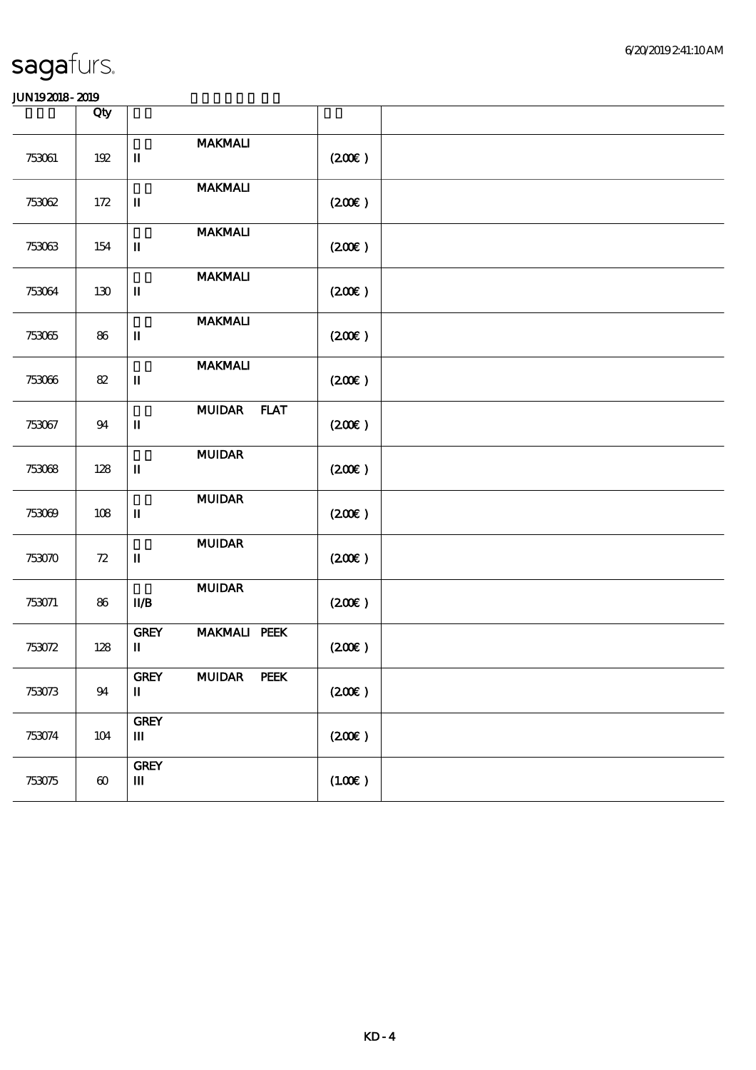# sagafurs

JUN192018 - 2019

| | Qty | | |
|---|---|---|---|
| 753061 | 192 | MAKMALI<br>II | (200€) |
| 753062 | 172 | MAKMALI<br>II | (200€) |
| 753063 | 154 | MAKMALI<br>II | (200€) |
| 753064 | 130 | MAKMALI<br>II | (200€) |
| 753065 | 86 | MAKMALI<br>II | (200€) |
| 753066 | 82 | MAKMALI<br>II | (200€) |
| 753067 | 94 | MUIDAR FLAT<br>II | (200€) |
| 753068 | 128 | MUIDAR<br>II | (200€) |
| 753069 | 108 | MUIDAR<br>II | (200€) |
| 753070 | 72 | MUIDAR<br>II | (200€) |
| 753071 | 86 | MUIDAR<br>II/B | (200€) |
| 753072 | 128 | GREY MAKMALI PEEK<br>II | (200€) |
| 753073 | 94 | GREY MUIDAR PEEK<br>II | (200€) |
| 753074 | 104 | GREY<br>III | (200€) |
| 753075 | 60 | GREY<br>III | (100€) |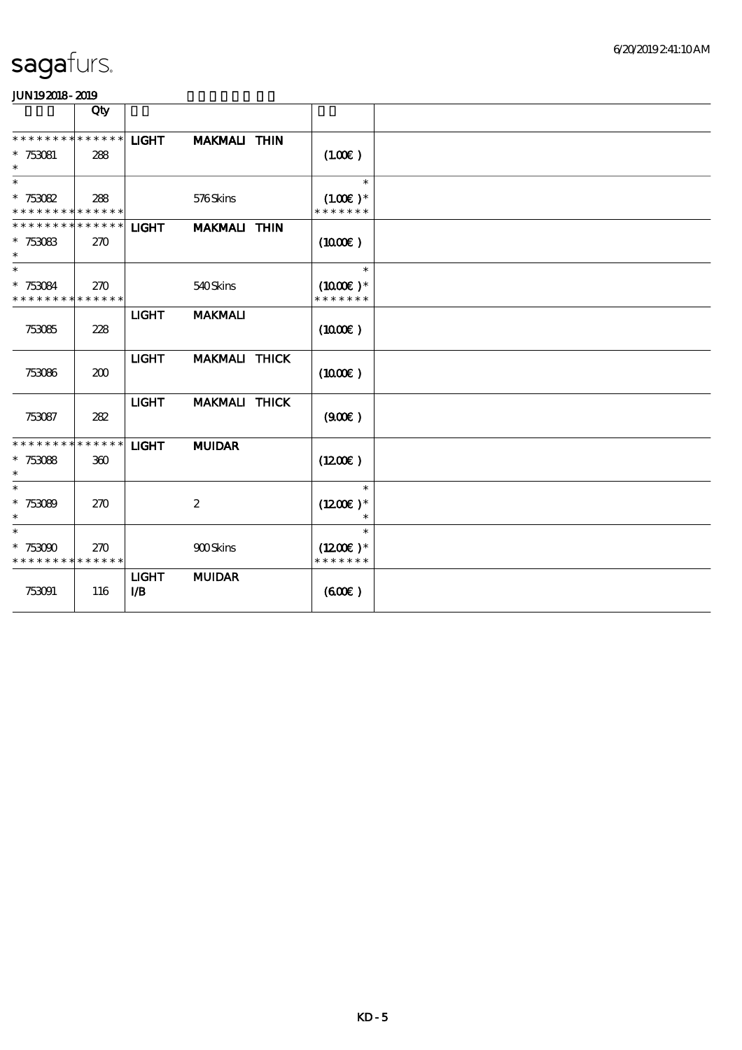## JUN19 2018 - 2019

| | Qty | | | | | |
|---|---|---|---|---|---|---|
| * * * * * * * * * * * * * * | | LIGHT | MAKMALI | THIN | | |
| * 753081 | 288 | | | | (1.00€ ) | |
| * | | | | | | |
| * | | | | | * | |
| * 753082 | 288 | | 576 Skins | | (1.00€ )* | |
| * * * * * * * * * * * * * * | | | | | * * * * * * * | |
| * * * * * * * * * * * * * * | | LIGHT | MAKMALI | THIN | | |
| * 753083 | 270 | | | | (10.00€ ) | |
| * | | | | | | |
| * | | | | | * | |
| * 753084 | 270 | | 540 Skins | | (10.00€ )* | |
| * * * * * * * * * * * * * * | | | | | * * * * * * * | |
| | | LIGHT | MAKMALI | | | |
| 753085 | 228 | | | | (10.00€ ) | |
| | | LIGHT | MAKMALI | THICK | | |
| 753086 | 200 | | | | (10.00€ ) | |
| | | LIGHT | MAKMALI | THICK | | |
| 753087 | 282 | | | | (9.00€ ) | |
| * * * * * * * * * * * * * * | | LIGHT | MUIDAR | | | |
| * 753088 | 360 | | | | (12.00€ ) | |
| * | | | | | | |
| * | | | | | * | |
| * 753089 | 270 | | 2 | | (12.00€ )* | |
| * | | | | | * | |
| * | | | | | * | |
| * 753090 | 270 | | 900 Skins | | (12.00€ )* | |
| * * * * * * * * * * * * * * | | | | | * * * * * * * | |
| | | LIGHT | MUIDAR | | | |
| 753091 | 116 | I/B | | | (6.00€ ) | |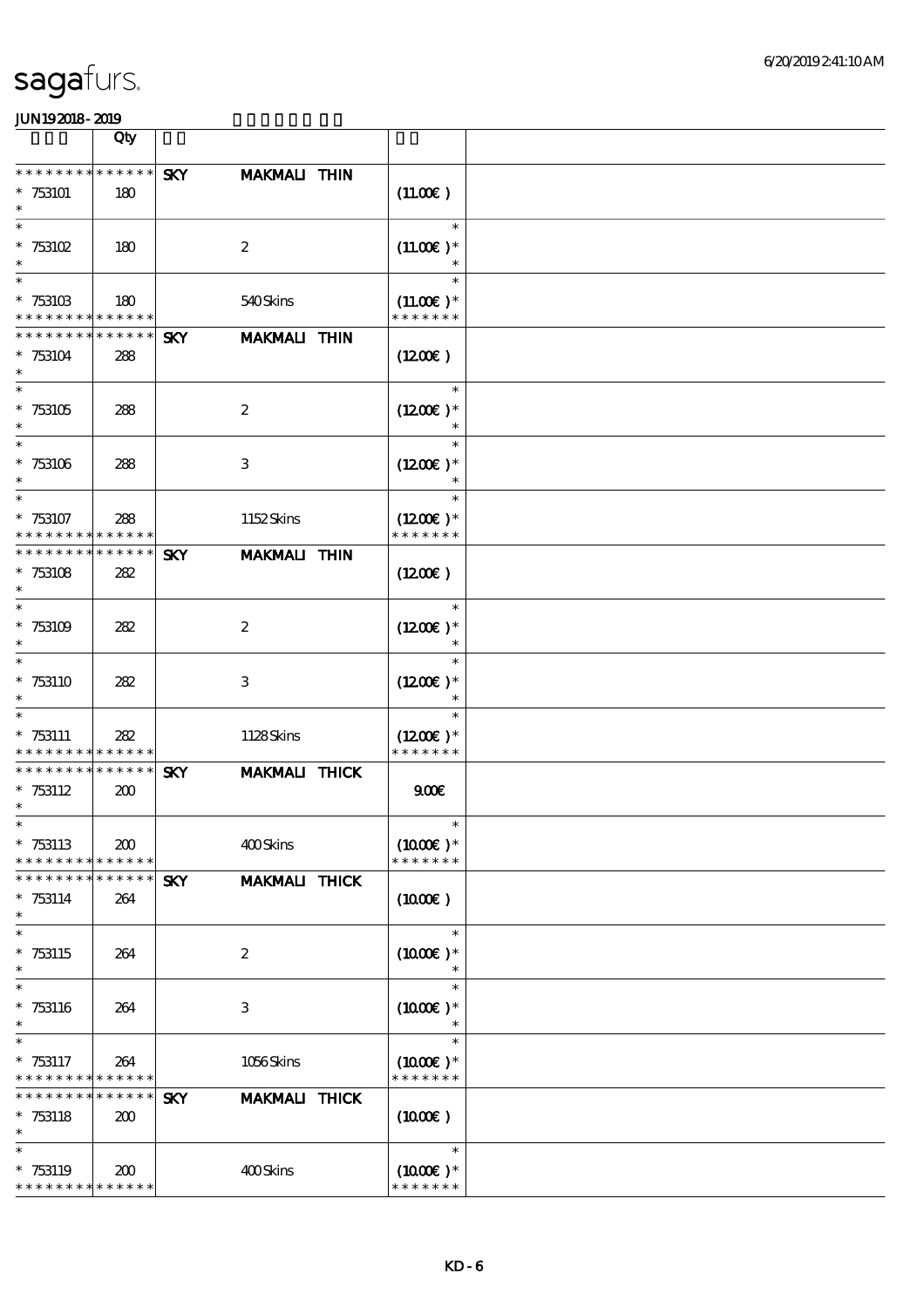sagafurs.

JUN192018 - 2019

| | Qty | | |
|---|---|---|---|
| * * * * * * * * * * * * * * * 753101 * | 180 | SKY MAKMALI THIN | (11.00€ ) |
| * * 753102 * | 180 | 2 | * (11.00€ )* * |
| * * 753103 * * * * * * * * * * * * * * | 180 | 540 Skins | * (11.00€ )* * * * * * * * |
| * * * * * * * * * * * * * * * 753104 * | 288 | SKY MAKMALI THIN | (12.00€ ) |
| * * 753105 * | 288 | 2 | * (12.00€ )* * |
| * * 753106 * | 288 | 3 | * (12.00€ )* * |
| * * 753107 * * * * * * * * * * * * * * | 288 | 1152 Skins | * (12.00€ )* * * * * * * * |
| * * * * * * * * * * * * * * * 753108 * | 282 | SKY MAKMALI THIN | (12.00€ ) |
| * * 753109 * | 282 | 2 | * (12.00€ )* * |
| * * 753110 * | 282 | 3 | * (12.00€ )* * |
| * * 753111 * * * * * * * * * * * * * * | 282 | 1128 Skins | * (12.00€ )* * * * * * * * |
| * * * * * * * * * * * * * * * 753112 * | 200 | SKY MAKMALI THICK | 9.00€ |
| * * 753113 * * * * * * * * * * * * * * | 200 | 400 Skins | * (10.00€ )* * * * * * * * |
| * * * * * * * * * * * * * * * 753114 * | 264 | SKY MAKMALI THICK | (10.00€ ) |
| * * 753115 * | 264 | 2 | * (10.00€ )* * |
| * * 753116 * | 264 | 3 | * (10.00€ )* * |
| * * 753117 * * * * * * * * * * * * * * | 264 | 1056 Skins | * (10.00€ )* * * * * * * * |
| * * * * * * * * * * * * * * * 753118 * | 200 | SKY MAKMALI THICK | (10.00€ ) |
| * * 753119 * * * * * * * * * * * * * * | 200 | 400 Skins | * (10.00€ )* * * * * * * * |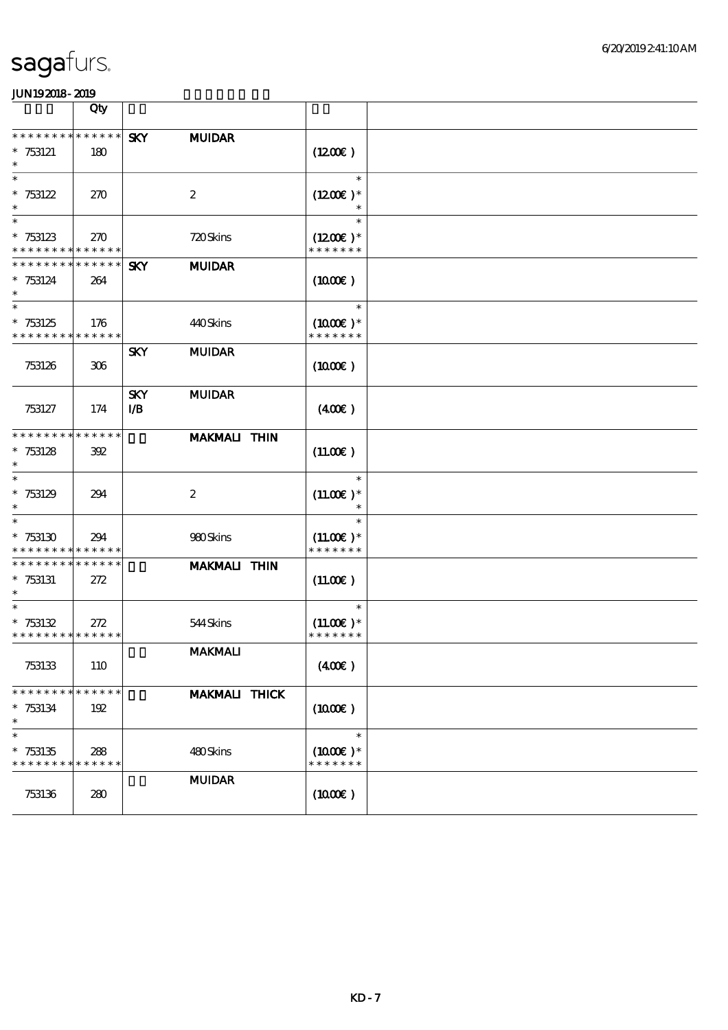sagafurs.

JUN192018 - 2019

| | Qty | | | |
|---|---|---|---|---|
| * * * * * * * * * * * * * * | | SKY | MUIDAR | |
| * 753121 * | 180 | | | (12.00€) |
| * * 753122 * | 270 | | 2 | * (12.00€) * * |
| * * 753123 * * * * * * * * * * * * * | 270 | | 720 Skins | * (12.00€) * * * * * * * * |
| * * * * * * * * * * * * * * | | SKY | MUIDAR | |
| * 753124 * | 264 | | | (10.00€) |
| * * 753125 * * * * * * * * * * * * * | 176 | | 440 Skins | * (10.00€) * * * * * * * * |
| 753126 | 306 | SKY | MUIDAR | (10.00€) |
| 753127 | 174 | SKY I/B | MUIDAR | (4.00€) |
| * * * * * * * * * * * * * * | | | MAKMALI THIN | |
| * 753128 * | 392 | | | (11.00€) |
| * * 753129 * | 294 | | 2 | * (11.00€) * * |
| * * 753130 * * * * * * * * * * * * * | 294 | | 980 Skins | * (11.00€) * * * * * * * * |
| * * * * * * * * * * * * * * | | | MAKMALI THIN | |
| * 753131 * | 272 | | | (11.00€) |
| * * 753132 * * * * * * * * * * * * * | 272 | | 544 Skins | * (11.00€) * * * * * * * * |
| 753133 | 110 | | MAKMALI | (4.00€) |
| * * * * * * * * * * * * * * | | | MAKMALI THICK | |
| * 753134 * | 192 | | | (10.00€) |
| * * 753135 * * * * * * * * * * * * * | 288 | | 480 Skins | * (10.00€) * * * * * * * * |
| 753136 | 280 | | MUIDAR | (10.00€) |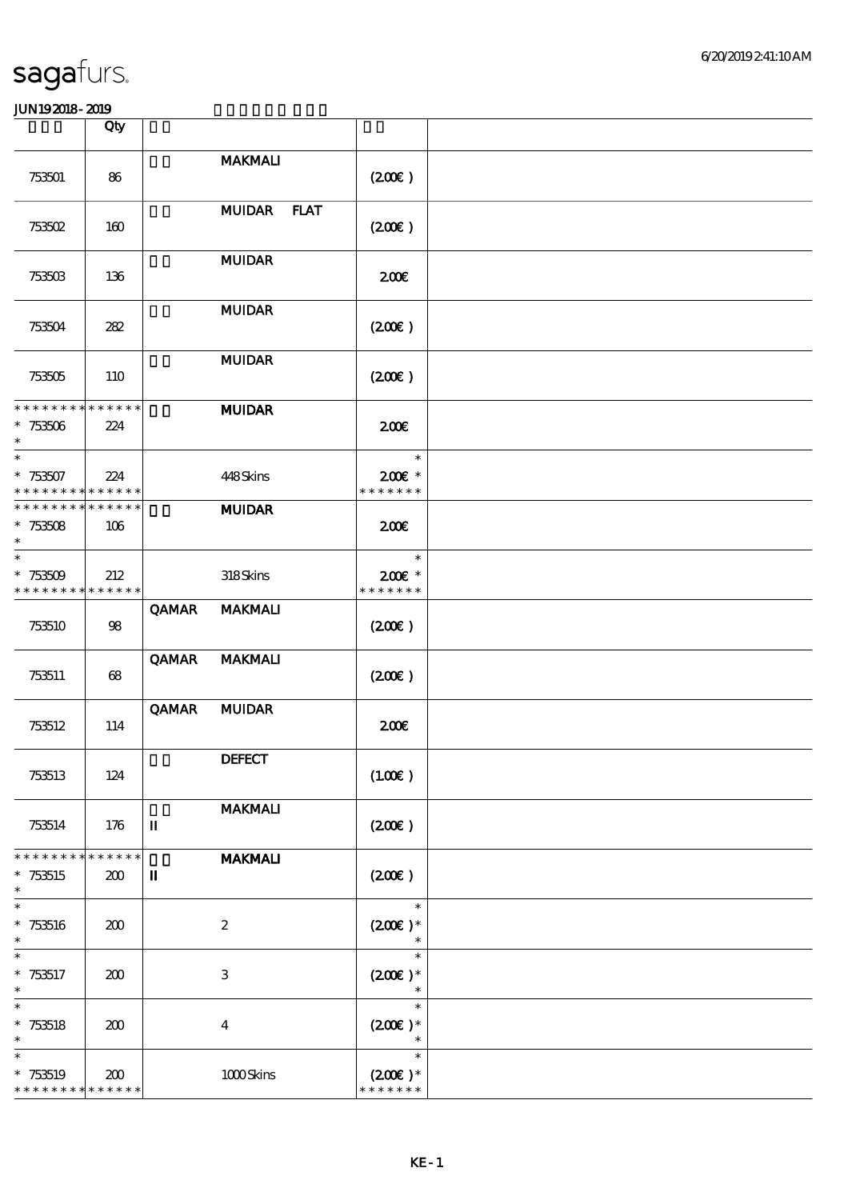**sagafurs.**

**JUN192018 - 2019**

| | Qty | | | | |
|---|---|---|---|---|---|
| 753501 | 86 | | MAKMALI | (2.00€) | |
| 753502 | 160 | | MUIDAR FLAT | (2.00€) | |
| 753503 | 136 | | MUIDAR | 2.00€ | |
| 753504 | 282 | | MUIDAR | (2.00€) | |
| 753505 | 110 | | MUIDAR | (2.00€) | |
| * * * * * * * * * * * * * * <br> * 753506 <br> * | 224 | | MUIDAR | 2.00€ | |
| * <br> * 753507 <br> * * * * * * * * * * * * * * | 224 | | 448 Skins | * <br> 2.00€ * <br> * * * * * * * | |
| * * * * * * * * * * * * * * <br> * 753508 <br> * | 106 | | MUIDAR | 2.00€ | |
| * <br> * 753509 <br> * * * * * * * * * * * * * * | 212 | | 318 Skins | * <br> 2.00€ * <br> * * * * * * * | |
| 753510 | 98 | QAMAR | MAKMALI | (2.00€) | |
| 753511 | 68 | QAMAR | MAKMALI | (2.00€) | |
| 753512 | 114 | QAMAR | MUIDAR | 2.00€ | |
| 753513 | 124 | | DEFECT | (1.00€) | |
| 753514 | 176 | II | MAKMALI | (2.00€) | |
| * * * * * * * * * * * * * * <br> * 753515 <br> * | 200 | II | MAKMALI | (2.00€) | |
| * <br> * 753516 <br> * | 200 | | 2 | * <br> (2.00€) * <br> * | |
| * <br> * 753517 <br> * | 200 | | 3 | * <br> (2.00€) * <br> * | |
| * <br> * 753518 <br> * | 200 | | 4 | * <br> (2.00€) * <br> * | |
| * <br> * 753519 <br> * * * * * * * * * * * * * * | 200 | | 1000 Skins | * <br> (2.00€) * <br> * * * * * * * | |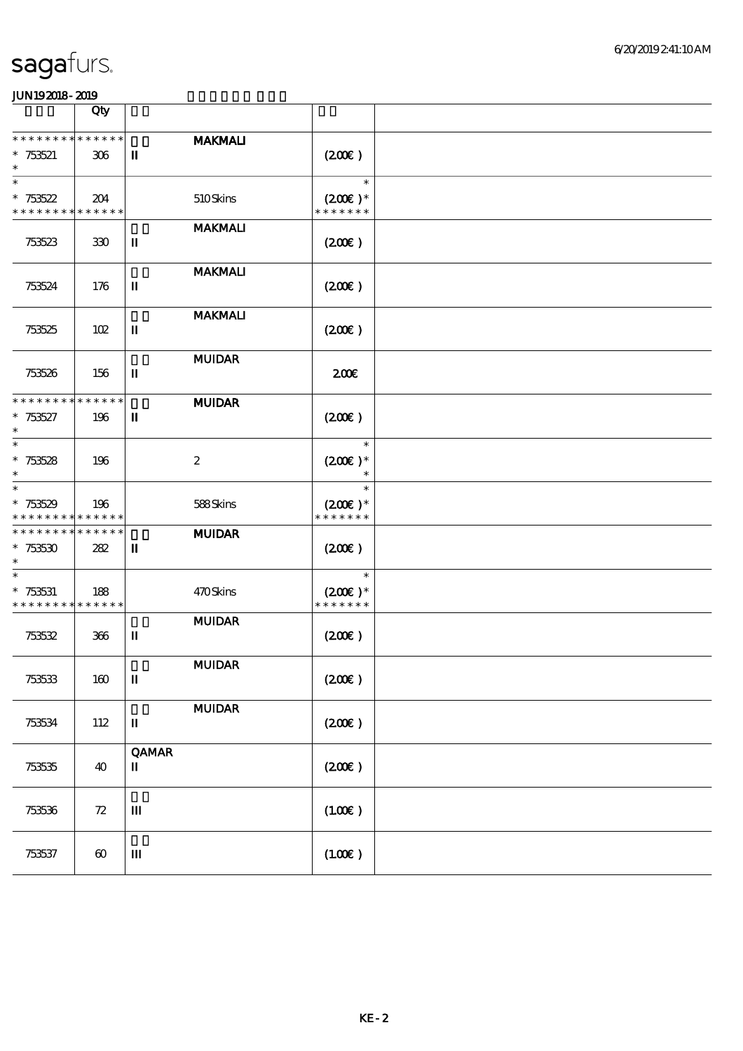| | Qty | | | |
|---|---|---|---|---|
| * * * * * * * * * * * * * *<br>* 753521<br>* | 306 | MAKMALI<br>II | (2.00€ ) | |
| *<br>* 753522<br>* * * * * * * * * * * * * * | 204 | 510 Skins | *<br>(2.00€ )*<br>* * * * * * * | |
| 753523 | 330 | MAKMALI<br>II | (2.00€ ) | |
| 753524 | 176 | MAKMALI<br>II | (2.00€ ) | |
| 753525 | 102 | MAKMALI<br>II | (2.00€ ) | |
| 753526 | 156 | MUIDAR<br>II | 2.00€ | |
| * * * * * * * * * * * * * *<br>* 753527<br>* | 196 | MUIDAR<br>II | (2.00€ ) | |
| *<br>* 753528<br>* | 196 | 2 | *<br>(2.00€ )*<br>* | |
| *<br>* 753529<br>* * * * * * * * * * * * * * | 196 | 588 Skins | *<br>(2.00€ )*<br>* * * * * * * | |
| * * * * * * * * * * * * * *<br>* 753530<br>* | 282 | MUIDAR<br>II | (2.00€ ) | |
| *<br>* 753531<br>* * * * * * * * * * * * * * | 188 | 470 Skins | *<br>(2.00€ )*<br>* * * * * * * | |
| 753532 | 366 | MUIDAR<br>II | (2.00€ ) | |
| 753533 | 160 | MUIDAR<br>II | (2.00€ ) | |
| 753534 | 112 | MUIDAR<br>II | (2.00€ ) | |
| 753535 | 40 | QAMAR<br>II | (2.00€ ) | |
| 753536 | 72 | III | (1.00€ ) | |
| 753537 | 60 | III | (1.00€ ) | |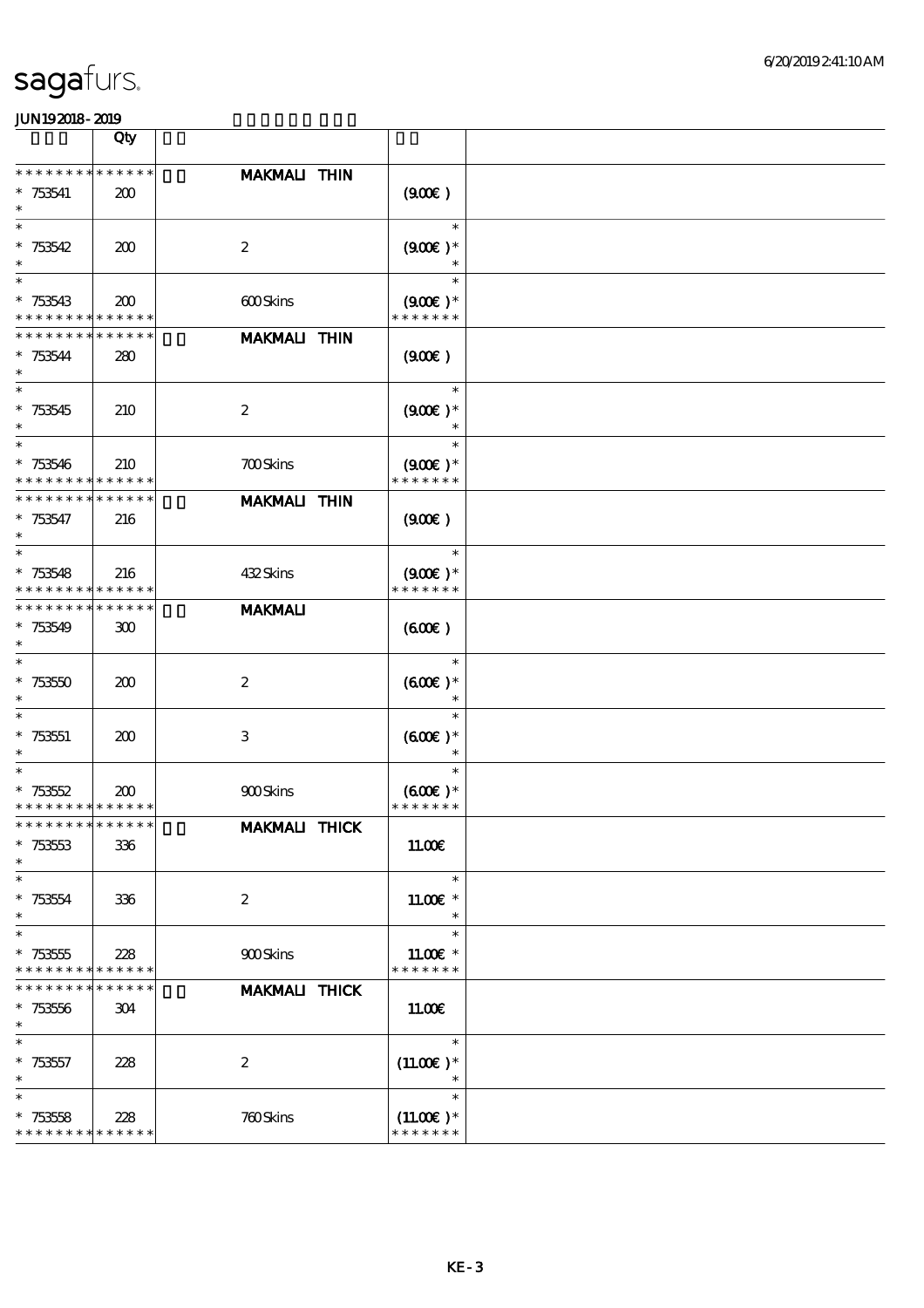| | Qty | | |
|---|---|---|---|
| * * * * * * * * * * * * * * | | MAKMALI THIN | |
| * 753541 | 200 | | (9.00€) |
| * 753542 | 200 | 2 | (9.00€) * |
| * 753543 | 200 | 600 Skins | (9.00€) * |
| * * * * * * * * * * * * * * | | MAKMALI THIN | |
| * 753544 | 280 | | (9.00€) |
| * 753545 | 210 | 2 | (9.00€) * |
| * 753546 | 210 | 700 Skins | (9.00€) * |
| * * * * * * * * * * * * * * | | MAKMALI THIN | |
| * 753547 | 216 | | (9.00€) |
| * 753548 | 216 | 432 Skins | (9.00€) * |
| * * * * * * * * * * * * * * | | MAKMALI | |
| * 753549 | 300 | | (6.00€) |
| * 753550 | 200 | 2 | (6.00€) * |
| * 753551 | 200 | 3 | (6.00€) * |
| * 753552 | 200 | 900 Skins | (6.00€) * |
| * * * * * * * * * * * * * * | | MAKMALI THICK | |
| * 753553 | 336 | | 11.00€ |
| * 753554 | 336 | 2 | 11.00€ * |
| * 753555 | 228 | 900 Skins | 11.00€ * |
| * * * * * * * * * * * * * * | | MAKMALI THICK | |
| * 753556 | 304 | | 11.00€ |
| * 753557 | 228 | 2 | (11.00€) * |
| * 753558 | 228 | 760 Skins | (11.00€) * |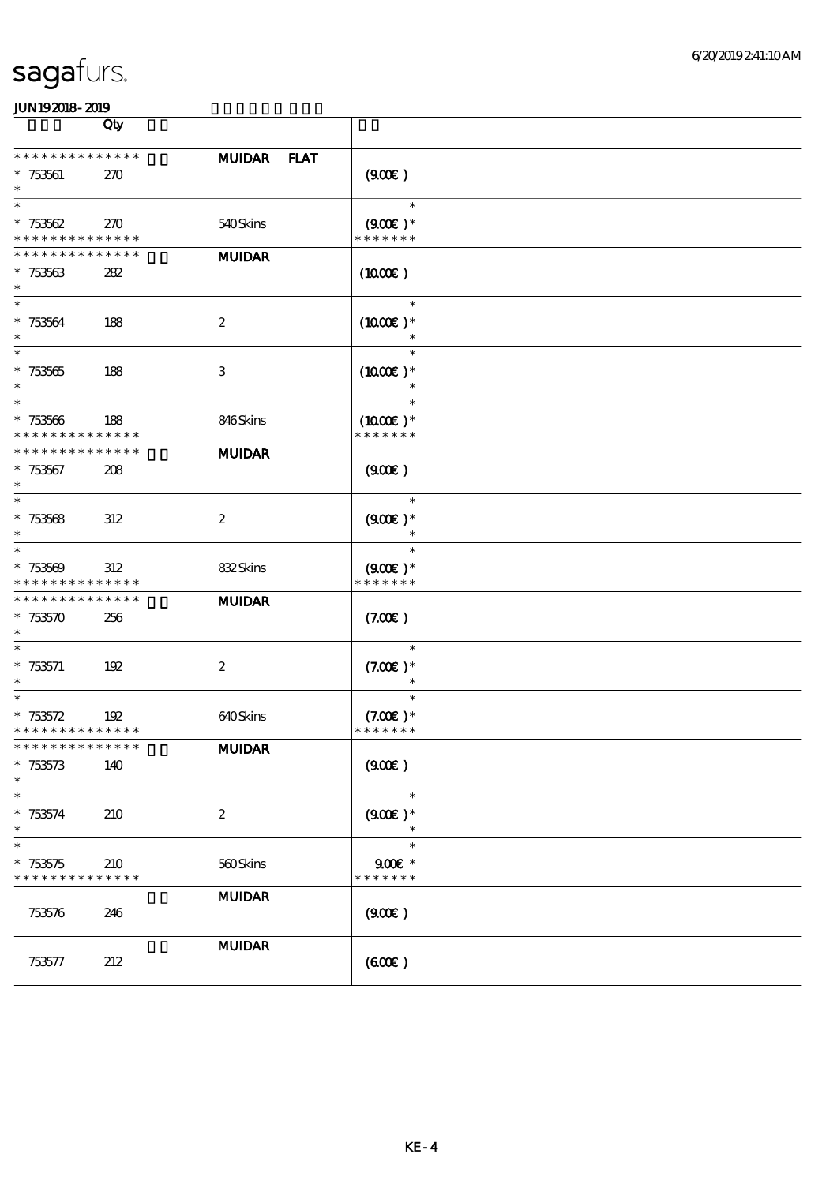sagafurs.

JUN19 2018 - 2019

| | Qty | | | |
|---|---|---|---|---|
| * * * * * * * * * * * * * * | | MUIDAR FLAT | | |
| * 753561 | 270 | | (9.00€ ) | |
| * | | | | |
| * | | | * | |
| * 753562 | 270 | 540 Skins | (9.00€ )* | |
| * * * * * * * * * * * * * * | | | * * * * * * * | |
| * * * * * * * * * * * * * * | | MUIDAR | | |
| * 753563 | 282 | | (10.00€ ) | |
| * | | | | |
| * | | | * | |
| * 753564 | 188 | 2 | (10.00€ )* | |
| * | | | * | |
| * | | | * | |
| * 753565 | 188 | 3 | (10.00€ )* | |
| * | | | * | |
| * | | | * | |
| * 753566 | 188 | 846 Skins | (10.00€ )* | |
| * * * * * * * * * * * * * * | | | * * * * * * * | |
| * * * * * * * * * * * * * * | | MUIDAR | | |
| * 753567 | 208 | | (9.00€ ) | |
| * | | | | |
| * | | | * | |
| * 753568 | 312 | 2 | (9.00€ )* | |
| * | | | * | |
| * | | | * | |
| * 753569 | 312 | 832 Skins | (9.00€ )* | |
| * * * * * * * * * * * * * * | | | * * * * * * * | |
| * * * * * * * * * * * * * * | | MUIDAR | | |
| * 753570 | 256 | | (7.00€ ) | |
| * | | | | |
| * | | | * | |
| * 753571 | 192 | 2 | (7.00€ )* | |
| * | | | * | |
| * | | | * | |
| * 753572 | 192 | 640 Skins | (7.00€ )* | |
| * * * * * * * * * * * * * * | | | * * * * * * * | |
| * * * * * * * * * * * * * * | | MUIDAR | | |
| * 753573 | 140 | | (9.00€ ) | |
| * | | | | |
| * | | | * | |
| * 753574 | 210 | 2 | (9.00€ )* | |
| * | | | * | |
| * | | | * | |
| * 753575 | 210 | 560 Skins | 9.00€ * | |
| * * * * * * * * * * * * * * | | | * * * * * * * | |
| | | MUIDAR | | |
| 753576 | 246 | | (9.00€ ) | |
| | | MUIDAR | | |
| 753577 | 212 | | (6.00€ ) | |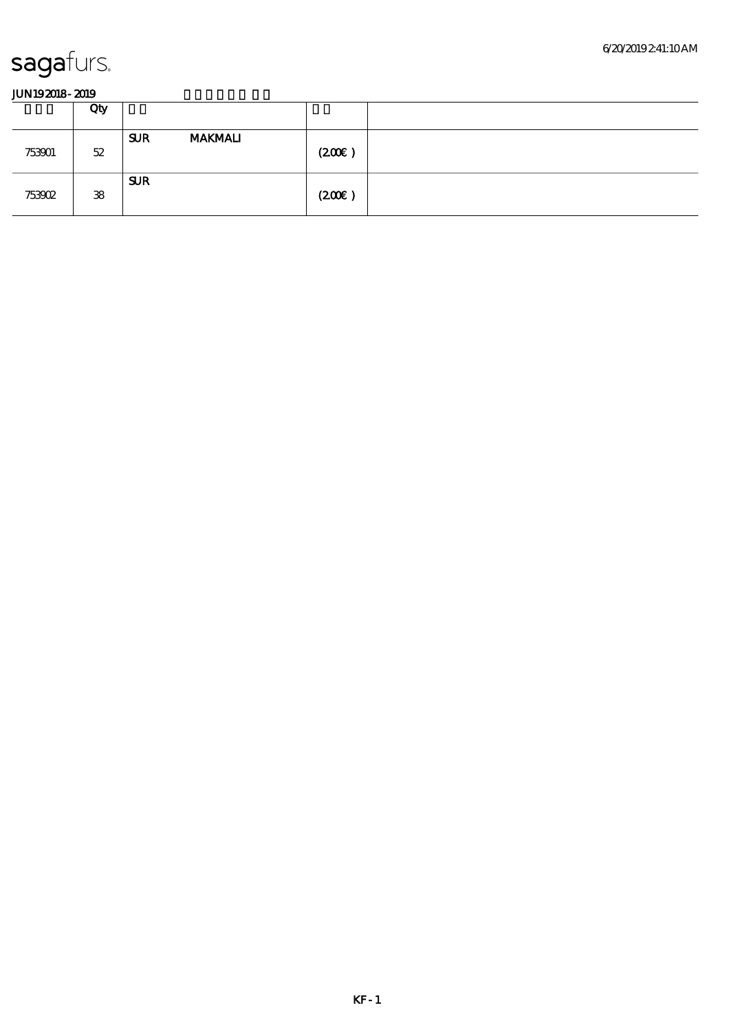sagafurs.

JUN19 2018 - 2019

| | Qty | | | |
|---|---|---|---|---|
| 753901 | 52 | SUR MAKMALI | (200€) | |
| 753902 | 38 | SUR | (200€) | |

KF - 1